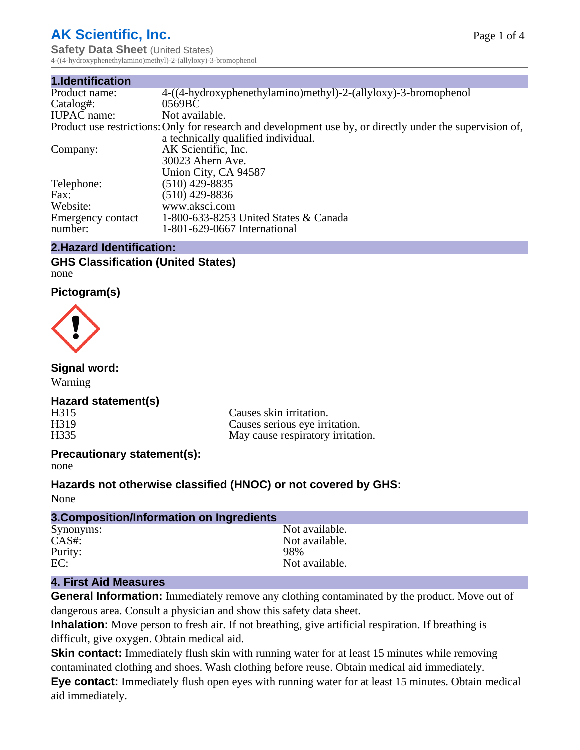# AK Scientific, Inc.

**Safety Data Sheet** (United States)

4-((4-hydroxyphenethylamino)methyl)-2-(allyloxy)-3-bromophenol

## 1.Identification

| | |
|---|---|
| Product name: | 4-((4-hydroxyphenethylamino)methyl)-2-(allyloxy)-3-bromophenol |
| Catalog#: | 0569BC |
| IUPAC name: | Not available. |
| Product use restrictions: | Only for research and development use by, or directly under the supervision of, a technically qualified individual. |
| Company: | AK Scientific, Inc.<br>30023 Ahern Ave.<br>Union City, CA 94587 |
| Telephone: | (510) 429-8835 |
| Fax: | (510) 429-8836 |
| Website: | www.aksci.com |
| Emergency contact number: | 1-800-633-8253 United States & Canada<br>1-801-629-0667 International |

## 2.Hazard Identification:

### GHS Classification (United States)

none

### Pictogram(s)

### Signal word:

Warning

### Hazard statement(s)

| | |
|---|---|
| H315 | Causes skin irritation. |
| H319 | Causes serious eye irritation. |
| H335 | May cause respiratory irritation. |

### Precautionary statement(s):

none

### Hazards not otherwise classified (HNOC) or not covered by GHS:

None

## 3.Composition/Information on Ingredients

| | |
|---|---|
| Synonyms: | Not available. |
| CAS#: | Not available. |
| Purity: | 98% |
| EC: | Not available. |

## 4. First Aid Measures

**General Information:** Immediately remove any clothing contaminated by the product. Move out of dangerous area. Consult a physician and show this safety data sheet.

**Inhalation:** Move person to fresh air. If not breathing, give artificial respiration. If breathing is difficult, give oxygen. Obtain medical aid.

**Skin contact:** Immediately flush skin with running water for at least 15 minutes while removing contaminated clothing and shoes. Wash clothing before reuse. Obtain medical aid immediately.

**Eye contact:** Immediately flush open eyes with running water for at least 15 minutes. Obtain medical aid immediately.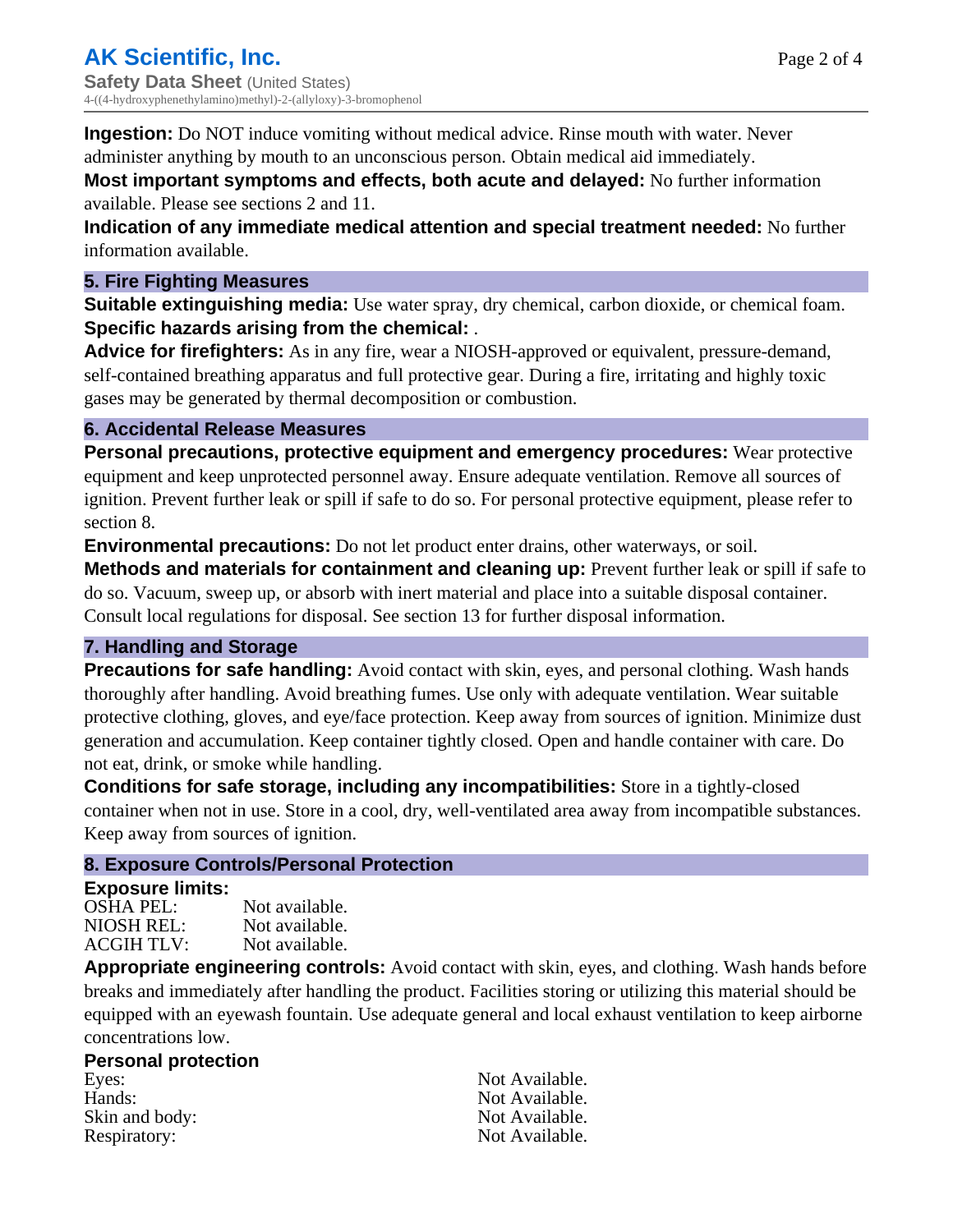**Ingestion:** Do NOT induce vomiting without medical advice. Rinse mouth with water. Never administer anything by mouth to an unconscious person. Obtain medical aid immediately.

**Most important symptoms and effects, both acute and delayed:** No further information available. Please see sections 2 and 11.

**Indication of any immediate medical attention and special treatment needed:** No further information available.

## 5. Fire Fighting Measures

**Suitable extinguishing media:** Use water spray, dry chemical, carbon dioxide, or chemical foam.

**Specific hazards arising from the chemical:** .

**Advice for firefighters:** As in any fire, wear a NIOSH-approved or equivalent, pressure-demand, self-contained breathing apparatus and full protective gear. During a fire, irritating and highly toxic gases may be generated by thermal decomposition or combustion.

## 6. Accidental Release Measures

**Personal precautions, protective equipment and emergency procedures:** Wear protective equipment and keep unprotected personnel away. Ensure adequate ventilation. Remove all sources of ignition. Prevent further leak or spill if safe to do so. For personal protective equipment, please refer to section 8.

**Environmental precautions:** Do not let product enter drains, other waterways, or soil.

**Methods and materials for containment and cleaning up:** Prevent further leak or spill if safe to do so. Vacuum, sweep up, or absorb with inert material and place into a suitable disposal container. Consult local regulations for disposal. See section 13 for further disposal information.

## 7. Handling and Storage

**Precautions for safe handling:** Avoid contact with skin, eyes, and personal clothing. Wash hands thoroughly after handling. Avoid breathing fumes. Use only with adequate ventilation. Wear suitable protective clothing, gloves, and eye/face protection. Keep away from sources of ignition. Minimize dust generation and accumulation. Keep container tightly closed. Open and handle container with care. Do not eat, drink, or smoke while handling.

**Conditions for safe storage, including any incompatibilities:** Store in a tightly-closed container when not in use. Store in a cool, dry, well-ventilated area away from incompatible substances. Keep away from sources of ignition.

## 8. Exposure Controls/Personal Protection

**Exposure limits:**

| | |
|---|---|
| OSHA PEL: | Not available. |
| NIOSH REL: | Not available. |
| ACGIH TLV: | Not available. |

**Appropriate engineering controls:** Avoid contact with skin, eyes, and clothing. Wash hands before breaks and immediately after handling the product. Facilities storing or utilizing this material should be equipped with an eyewash fountain. Use adequate general and local exhaust ventilation to keep airborne concentrations low.

**Personal protection**

| | |
|---|---|
| Eyes: | Not Available. |
| Hands: | Not Available. |
| Skin and body: | Not Available. |
| Respiratory: | Not Available. |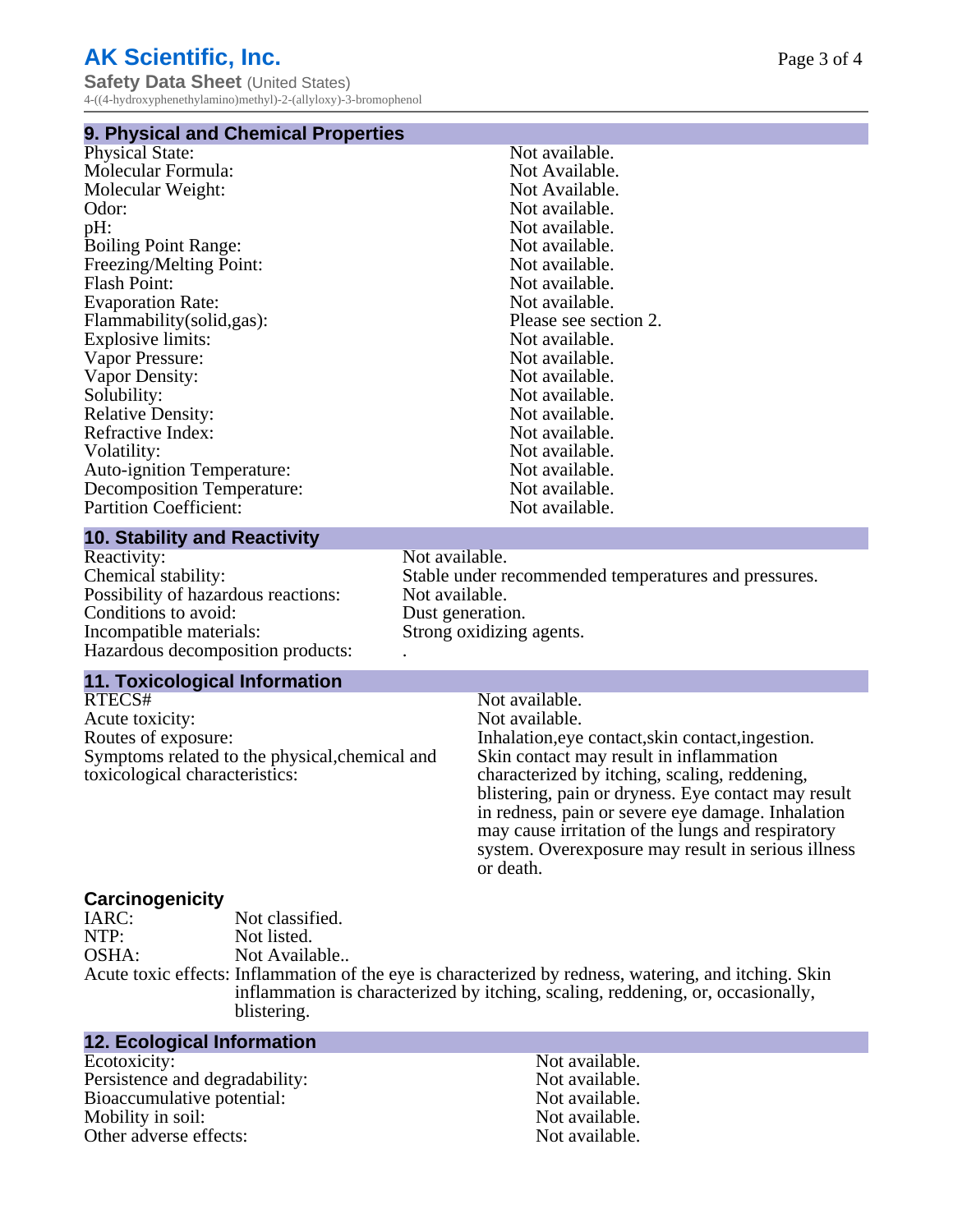## 9. Physical and Chemical Properties

| | |
|---|---|
| Physical State: | Not available. |
| Molecular Formula: | Not Available. |
| Molecular Weight: | Not Available. |
| Odor: | Not available. |
| pH: | Not available. |
| Boiling Point Range: | Not available. |
| Freezing/Melting Point: | Not available. |
| Flash Point: | Not available. |
| Evaporation Rate: | Not available. |
| Flammability(solid,gas): | Please see section 2. |
| Explosive limits: | Not available. |
| Vapor Pressure: | Not available. |
| Vapor Density: | Not available. |
| Solubility: | Not available. |
| Relative Density: | Not available. |
| Refractive Index: | Not available. |
| Volatility: | Not available. |
| Auto-ignition Temperature: | Not available. |
| Decomposition Temperature: | Not available. |
| Partition Coefficient: | Not available. |

## 10. Stability and Reactivity

| | |
|---|---|
| Reactivity: | Not available. |
| Chemical stability: | Stable under recommended temperatures and pressures. |
| Possibility of hazardous reactions: | Not available. |
| Conditions to avoid: | Dust generation. |
| Incompatible materials: | Strong oxidizing agents. |
| Hazardous decomposition products: | . |

## 11. Toxicological Information

| | |
|---|---|
| RTECS# | Not available. |
| Acute toxicity: | Not available. |
| Routes of exposure: | Inhalation,eye contact,skin contact,ingestion. |
| Symptoms related to the physical,chemical and toxicological characteristics: | Skin contact may result in inflammation characterized by itching, scaling, reddening, blistering, pain or dryness. Eye contact may result in redness, pain or severe eye damage. Inhalation may cause irritation of the lungs and respiratory system. Overexposure may result in serious illness or death. |

### Carcinogenicity

| | |
|---|---|
| IARC: | Not classified. |
| NTP: | Not listed. |
| OSHA: | Not Available.. |
| Acute toxic effects: | Inflammation of the eye is characterized by redness, watering, and itching. Skin inflammation is characterized by itching, scaling, reddening, or, occasionally, blistering. |

## 12. Ecological Information

| | |
|---|---|
| Ecotoxicity: | Not available. |
| Persistence and degradability: | Not available. |
| Bioaccumulative potential: | Not available. |
| Mobility in soil: | Not available. |
| Other adverse effects: | Not available. |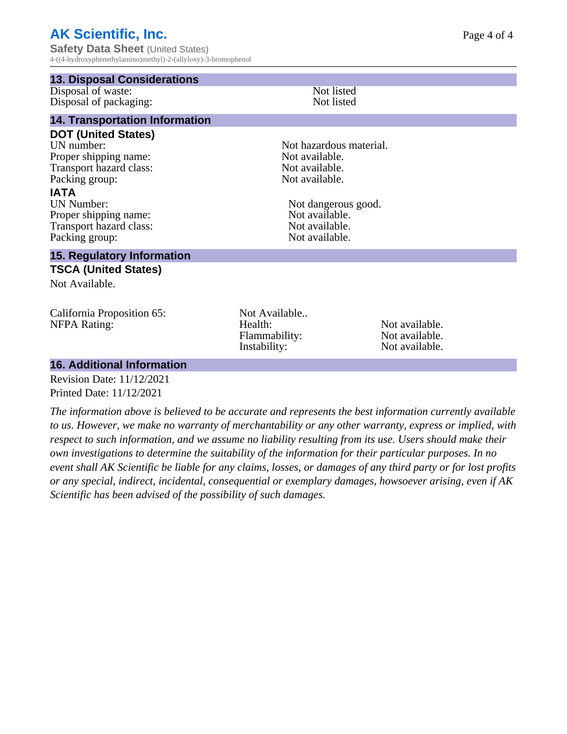## 13. Disposal Considerations

| | |
|---|---|
| Disposal of waste: | Not listed |
| Disposal of packaging: | Not listed |

## 14. Transportation Information

### DOT (United States)

| | |
|---|---|
| UN number: | Not hazardous material. |
| Proper shipping name: | Not available. |
| Transport hazard class: | Not available. |
| Packing group: | Not available. |

### IATA

| | |
|---|---|
| UN Number: | Not dangerous good. |
| Proper shipping name: | Not available. |
| Transport hazard class: | Not available. |
| Packing group: | Not available. |

## 15. Regulatory Information

### TSCA (United States)

Not Available.

| | | |
|---|---|---|
| California Proposition 65: | Not Available.. | |
| NFPA Rating: | Health: | Not available. |
| | Flammability: | Not available. |
| | Instability: | Not available. |

## 16. Additional Information

Revision Date: 11/12/2021

Printed Date: 11/12/2021

*The information above is believed to be accurate and represents the best information currently available to us. However, we make no warranty of merchantability or any other warranty, express or implied, with respect to such information, and we assume no liability resulting from its use. Users should make their own investigations to determine the suitability of the information for their particular purposes. In no event shall AK Scientific be liable for any claims, losses, or damages of any third party or for lost profits or any special, indirect, incidental, consequential or exemplary damages, howsoever arising, even if AK Scientific has been advised of the possibility of such damages.*